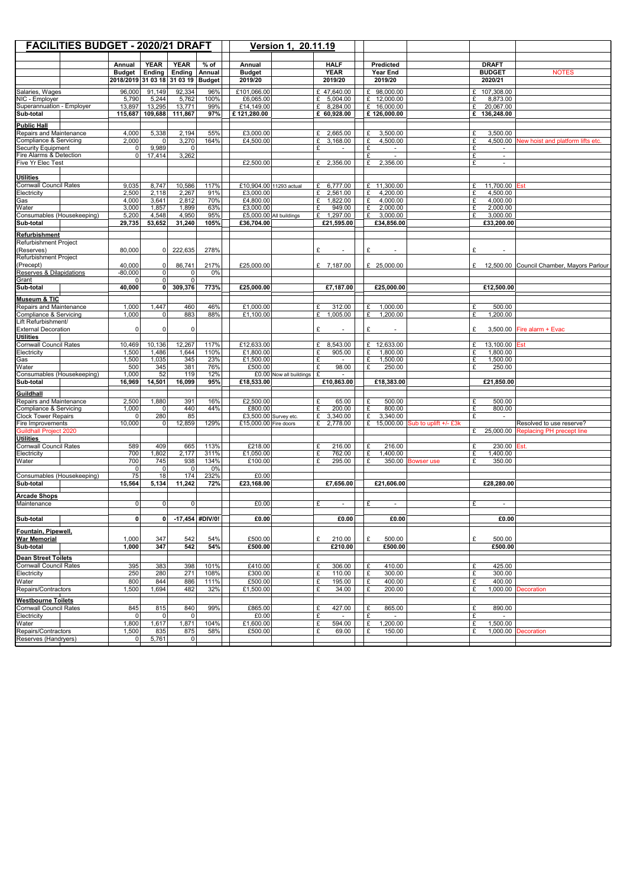# FACILITIES BUDGET - 2020/21 DRAFT

**Version 1, 20.11.19**

| | Annual Budget 2018/2019 | YEAR Ending 31 03 18 | YEAR Ending 31 03 19 | % of Annual Budget | Annual Budget 2019/20 | | HALF YEAR 2019/20 | Predicted Year End 2019/20 | | DRAFT BUDGET 2020/21 | NOTES |
|---|---|---|---|---|---|---|---|---|---|---|---|
| Salaries, Wages | 96,000 | 91,149 | 92,334 | 96% | £101,066.00 | | £ 47,640.00 | £ 98,000.00 | | £ 107,308.00 | |
| NIC - Employer | 5,790 | 5,244 | 5,762 | 100% | £6,065.00 | | £ 5,004.00 | £ 12,000.00 | | £ 8,873.00 | |
| Superannuation - Employer | 13,897 | 13,295 | 13,771 | 99% | £14,149.00 | | £ 8,284.00 | £ 16,000.00 | | £ 20,067.00 | |
| **Sub-total** | **115,687** | **109,688** | **111,867** | **97%** | **£ 121,280.00** | | **£ 60,928.00** | **£ 126,000.00** | | **£ 136,248.00** | |
| **Public Hall** | | | | | | | | | | | |
| Repairs and Maintenance | 4,000 | 5,338 | 2,194 | 55% | £3,000.00 | | £ 2,665.00 | £ 3,500.00 | | £ 3,500.00 | |
| Compliance & Servicing | 2,000 | 0 | 3,270 | 164% | £4,500.00 | | £ 3,168.00 | £ 4,500.00 | | £ 4,500.00 | New hoist and platform lifts etc. |
| Security Equipment | 0 | 9,989 | 0 | | | | £ - | £ - | | £ - | |
| Fire Alarms & Detection | 0 | 17,414 | 3,262 | | | | | £ - | | £ - | |
| Five Yr Elec Test | | | | | £2,500.00 | | £ 2,356.00 | £ 2,356.00 | | £ - | |
| **Utilities** | | | | | | | | | | | |
| Cornwall Council Rates | 9,035 | 8,747 | 10,586 | 117% | £10,904.00 | 11293 actual | £ 6,777.00 | £ 11,300.00 | | £ 11,700.00 | Est |
| Electricity | 2,500 | 2,118 | 2,267 | 91% | £3,000.00 | | £ 2,561.00 | £ 4,200.00 | | £ 4,500.00 | |
| Gas | 4,000 | 3,641 | 2,812 | 70% | £4,800.00 | | £ 1,822.00 | £ 4,000.00 | | £ 4,000.00 | |
| Water | 3,000 | 1,857 | 1,899 | 63% | £3,000.00 | | £ 949.00 | £ 2,000.00 | | £ 2,000.00 | |
| Consumables (Housekeeping) | 5,200 | 4,548 | 4,950 | 95% | £5,000.00 | All buildings | £ 1,297.00 | £ 3,000.00 | | £ 3,000.00 | |
| **Sub-total** | **29,735** | **53,652** | **31,240** | **105%** | **£36,704.00** | | **£21,595.00** | **£34,856.00** | | **£33,200.00** | |
| **Refurbishment** | | | | | | | | | | | |
| Refurbishment Project (Reserves) | 80,000 | 0 | 222,635 | 278% | | | £ - | £ - | | £ - | |
| Refurbishment Project (Precept) | 40,000 | 0 | 86,741 | 217% | £25,000.00 | | £ 7,187.00 | £ 25,000.00 | | £ 12,500.00 | Council Chamber, Mayors Parlour |
| Reserves & Dilapidations | -80,000 | 0 | 0 | 0% | | | | | | | |
| Grant | 0 | 0 | 0 | | | | | | | | |
| **Sub-total** | **40,000** | **0** | **309,376** | **773%** | **£25,000.00** | | **£7,187.00** | **£25,000.00** | | **£12,500.00** | |
| **Museum & TIC** | | | | | | | | | | | |
| Repairs and Maintenance | 1,000 | 1,447 | 460 | 46% | £1,000.00 | | £ 312.00 | £ 1,000.00 | | £ 500.00 | |
| Compliance & Servicing | 1,000 | 0 | 883 | 88% | £1,100.00 | | £ 1,005.00 | £ 1,200.00 | | £ 1,200.00 | |
| Lift Refurbishment/ External Decoration | 0 | 0 | 0 | | | | £ - | £ - | | £ 3,500.00 | Fire alarm + Evac |
| **Utilities** | | | | | | | | | | | |
| Cornwall Council Rates | 10,469 | 10,136 | 12,267 | 117% | £12,633.00 | | £ 8,543.00 | £ 12,633.00 | | £ 13,100.00 | Est |
| Electricity | 1,500 | 1,486 | 1,644 | 110% | £1,800.00 | | £ 905.00 | £ 1,800.00 | | £ 1,800.00 | |
| Gas | 1,500 | 1,035 | 345 | 23% | £1,500.00 | | £ - | £ 1,500.00 | | £ 1,500.00 | |
| Water | 500 | 345 | 381 | 76% | £500.00 | | £ 98.00 | £ 250.00 | | £ 250.00 | |
| Consumables (Housekeeping) | 1,000 | 52 | 119 | 12% | £0.00 | Now all buildings | £ - | | | | |
| **Sub-total** | **16,969** | **14,501** | **16,099** | **95%** | **£18,533.00** | | **£10,863.00** | **£18,383.00** | | **£21,850.00** | |
| **Guildhall** | | | | | | | | | | | |
| Repairs and Maintenance | 2,500 | 1,880 | 391 | 16% | £2,500.00 | | £ 65.00 | £ 500.00 | | £ 500.00 | |
| Compliance & Servicing | 1,000 | 0 | 440 | 44% | £800.00 | | £ 200.00 | £ 800.00 | | £ 800.00 | |
| Clock Tower Repairs | 0 | 280 | 85 | | £3,500.00 | Survey etc. | £ 3,340.00 | £ 3,340.00 | | £ - | |
| Fire Improvements | 10,000 | 0 | 12,859 | 129% | £15,000.00 | Fire doors | £ 2,778.00 | £ 15,000.00 | Sub to uplift +/- £3k | | Resolved to use reserve? |
| Guildhall Project 2020 | | | | | | | | | | £ 25,000.00 | Replacing PH precept line |
| **Utilities** | | | | | | | | | | | |
| Cornwall Council Rates | 589 | 409 | 665 | 113% | £218.00 | | £ 216.00 | £ 216.00 | | £ 230.00 | Est. |
| Electricity | 700 | 1,802 | 2,177 | 311% | £1,050.00 | | £ 762.00 | £ 1,400.00 | | £ 1,400.00 | |
| Water | 700 | 745 | 938 | 134% | £100.00 | | £ 295.00 | £ 350.00 | Bowser use | £ 350.00 | |
| | 0 | 0 | 0 | 0% | | | | | | | |
| Consumables (Housekeeping) | 75 | 18 | 174 | 232% | £0.00 | | | | | | |
| **Sub-total** | **15,564** | **5,134** | **11,242** | **72%** | **£23,168.00** | | **£7,656.00** | **£21,606.00** | | **£28,280.00** | |
| **Arcade Shops** | | | | | | | | | | | |
| Maintenance | 0 | 0 | 0 | | £0.00 | | £ - | £ - | | £ - | |
| **Sub-total** | **0** | **0** | **-17,454** | **#DIV/0!** | **£0.00** | | **£0.00** | **£0.00** | | **£0.00** | |
| **Fountain, Pipewell, War Memorial** | 1,000 | 347 | 542 | 54% | £500.00 | | £ 210.00 | £ 500.00 | | £ 500.00 | |
| **Sub-total** | **1,000** | **347** | **542** | **54%** | **£500.00** | | **£210.00** | **£500.00** | | **£500.00** | |
| **Dean Street Toilets** | | | | | | | | | | | |
| Cornwall Council Rates | 395 | 383 | 398 | 101% | £410.00 | | £ 306.00 | £ 410.00 | | £ 425.00 | |
| Electricity | 250 | 280 | 271 | 108% | £300.00 | | £ 110.00 | £ 300.00 | | £ 300.00 | |
| Water | 800 | 844 | 886 | 111% | £500.00 | | £ 195.00 | £ 400.00 | | £ 400.00 | |
| Repairs/Contractors | 1,500 | 1,694 | 482 | 32% | £1,500.00 | | £ 34.00 | £ 200.00 | | £ 1,000.00 | Decoration |
| **Westbourne Toilets** | | | | | | | | | | | |
| Cornwall Council Rates | 845 | 815 | 840 | 99% | £865.00 | | £ 427.00 | £ 865.00 | | £ 890.00 | |
| Electricity | 0 | 0 | 0 | | £0.00 | | £ - | £ - | | £ - | |
| Water | 1,800 | 1,617 | 1,871 | 104% | £1,600.00 | | £ 594.00 | £ 1,200.00 | | £ 1,500.00 | |
| Repairs/Contractors | 1,500 | 835 | 875 | 58% | £500.00 | | £ 69.00 | £ 150.00 | | £ 1,000.00 | Decoration |
| Reserves (Handryers) | 0 | 5,761 | 0 | | | | | | | | |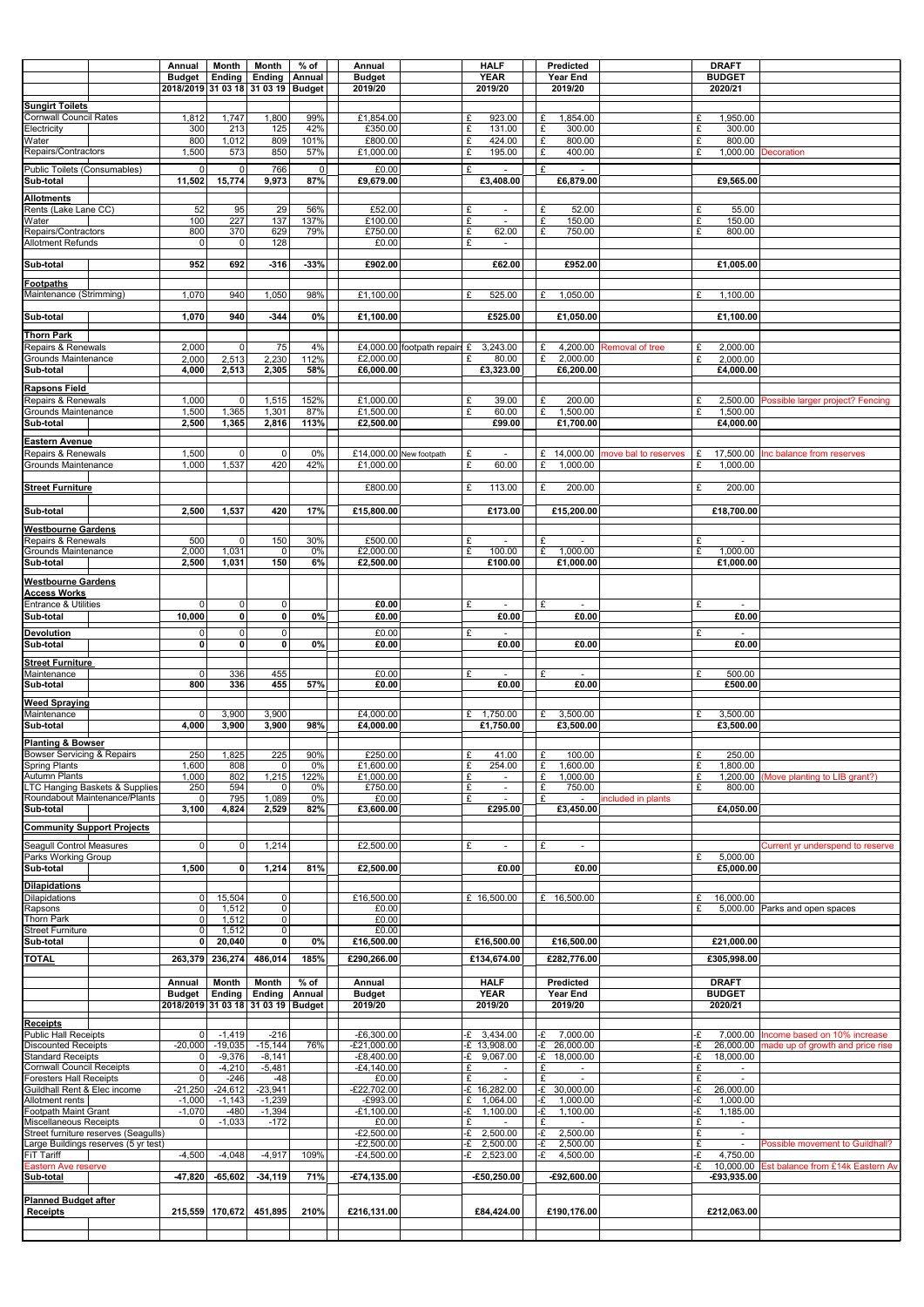| | Annual Budget 2018/2019 | Month Ending 31 03 18 | Month Ending 31 03 19 | % of Annual Budget | Annual Budget 2019/20 | | HALF YEAR 2019/20 | Predicted Year End 2019/20 | | DRAFT BUDGET 2020/21 | |
|---|---|---|---|---|---|---|---|---|---|---|---|
| **Sungirt Toilets** | | | | | | | | | | | |
| Cornwall Council Rates | 1,812 | 1,747 | 1,800 | 99% | £1,854.00 | | £ 923.00 | £ 1,854.00 | | £ 1,950.00 | |
| Electricity | 300 | 213 | 125 | 42% | £350.00 | | £ 131.00 | £ 300.00 | | £ 300.00 | |
| Water | 800 | 1,012 | 809 | 101% | £800.00 | | £ 424.00 | £ 800.00 | | £ 800.00 | |
| Repairs/Contractors | 1,500 | 573 | 850 | 57% | £1,000.00 | | £ 195.00 | £ 400.00 | | £ 1,000.00 | Decoration |
| Public Toilets (Consumables) | 0 | 0 | 766 | 0 | £0.00 | | £ - | £ - | | | |
| **Sub-total** | **11,502** | **15,774** | **9,973** | **87%** | **£9,679.00** | | **£3,408.00** | **£6,879.00** | | **£9,565.00** | |
| **Allotments** | | | | | | | | | | | |
| Rents (Lake Lane CC) | 52 | 95 | 29 | 56% | £52.00 | | £ - | £ 52.00 | | £ 55.00 | |
| Water | 100 | 227 | 137 | 137% | £100.00 | | £ - | £ 150.00 | | £ 150.00 | |
| Repairs/Contractors | 800 | 370 | 629 | 79% | £750.00 | | £ 62.00 | £ 750.00 | | £ 800.00 | |
| Allotment Refunds | 0 | 0 | 128 | | £0.00 | | £ - | | | | |
| **Sub-total** | **952** | **692** | **-316** | **-33%** | **£902.00** | | **£62.00** | **£952.00** | | **£1,005.00** | |
| **Footpaths** | | | | | | | | | | | |
| Maintenance (Strimming) | 1,070 | 940 | 1,050 | 98% | £1,100.00 | | £ 525.00 | £ 1,050.00 | | £ 1,100.00 | |
| **Sub-total** | **1,070** | **940** | **-344** | **0%** | **£1,100.00** | | **£525.00** | **£1,050.00** | | **£1,100.00** | |
| **Thorn Park** | | | | | | | | | | | |
| Repairs & Renewals | 2,000 | 0 | 75 | 4% | £4,000.00 | footpath repairs | £ 3,243.00 | £ 4,200.00 | Removal of tree | £ 2,000.00 | |
| Grounds Maintenance | 2,000 | 2,513 | 2,230 | 112% | £2,000.00 | | £ 80.00 | £ 2,000.00 | | £ 2,000.00 | |
| **Sub-total** | **4,000** | **2,513** | **2,305** | **58%** | **£6,000.00** | | **£3,323.00** | **£6,200.00** | | **£4,000.00** | |
| **Rapsons Field** | | | | | | | | | | | |
| Repairs & Renewals | 1,000 | 0 | 1,515 | 152% | £1,000.00 | | £ 39.00 | £ 200.00 | | £ 2,500.00 | Possible larger project? Fencing |
| Grounds Maintenance | 1,500 | 1,365 | 1,301 | 87% | £1,500.00 | | £ 60.00 | £ 1,500.00 | | £ 1,500.00 | |
| **Sub-total** | **2,500** | **1,365** | **2,816** | **113%** | **£2,500.00** | | **£99.00** | **£1,700.00** | | **£4,000.00** | |
| **Eastern Avenue** | | | | | | | | | | | |
| Repairs & Renewals | 1,500 | 0 | 0 | 0% | £14,000.00 | New footpath | £ - | £ 14,000.00 | move bal to reserves | £ 17,500.00 | Inc balance from reserves |
| Grounds Maintenance | 1,000 | 1,537 | 420 | 42% | £1,000.00 | | £ 60.00 | £ 1,000.00 | | £ 1,000.00 | |
| **Street Furniture** | | | | | £800.00 | | £ 113.00 | £ 200.00 | | £ 200.00 | |
| **Sub-total** | **2,500** | **1,537** | **420** | **17%** | **£15,800.00** | | **£173.00** | **£15,200.00** | | **£18,700.00** | |
| **Westbourne Gardens** | | | | | | | | | | | |
| Repairs & Renewals | 500 | 0 | 150 | 30% | £500.00 | | £ - | £ - | | £ - | |
| Grounds Maintenance | 2,000 | 1,031 | 0 | 0% | £2,000.00 | | £ 100.00 | £ 1,000.00 | | £ 1,000.00 | |
| **Sub-total** | **2,500** | **1,031** | **150** | **6%** | **£2,500.00** | | **£100.00** | **£1,000.00** | | **£1,000.00** | |
| **Westbourne Gardens Access Works** | | | | | | | | | | | |
| Entrance & Utilities | 0 | 0 | 0 | | £0.00 | | £ - | £ - | | £ - | |
| **Sub-total** | **10,000** | **0** | **0** | **0%** | **£0.00** | | **£0.00** | **£0.00** | | **£0.00** | |
| **Devolution** | 0 | 0 | 0 | | £0.00 | | £ - | | | £ - | |
| **Sub-total** | **0** | **0** | **0** | **0%** | **£0.00** | | **£0.00** | **£0.00** | | **£0.00** | |
| **Street Furniture** | | | | | | | | | | | |
| Maintenance | 0 | 336 | 455 | | £0.00 | | £ - | £ - | | £ 500.00 | |
| **Sub-total** | **800** | **336** | **455** | **57%** | **£0.00** | | **£0.00** | **£0.00** | | **£500.00** | |
| **Weed Spraying** | | | | | | | | | | | |
| Maintenance | 0 | 3,900 | 3,900 | | £4,000.00 | | £ 1,750.00 | £ 3,500.00 | | £ 3,500.00 | |
| **Sub-total** | **4,000** | **3,900** | **3,900** | **98%** | **£4,000.00** | | **£1,750.00** | **£3,500.00** | | **£3,500.00** | |
| **Planting & Bowser** | | | | | | | | | | | |
| Bowser Servicing & Repairs | 250 | 1,825 | 225 | 90% | £250.00 | | £ 41.00 | £ 100.00 | | £ 250.00 | |
| Spring Plants | 1,600 | 808 | 0 | 0% | £1,600.00 | | £ 254.00 | £ 1,600.00 | | £ 1,800.00 | |
| Autumn Plants | 1,000 | 802 | 1,215 | 122% | £1,000.00 | | £ - | £ 1,000.00 | | £ 1,200.00 | (Move planting to LIB grant?) |
| LTC Hanging Baskets & Supplies | 250 | 594 | 0 | 0% | £750.00 | | £ - | £ 750.00 | | £ 800.00 | |
| Roundabout Maintenance/Plants | 0 | 795 | 1,089 | 0% | £0.00 | | £ - | £ - | included in plants | | |
| **Sub-total** | **3,100** | **4,824** | **2,529** | **82%** | **£3,600.00** | | **£295.00** | **£3,450.00** | | **£4,050.00** | |
| **Community Support Projects** | | | | | | | | | | | |
| Seagull Control Measures | 0 | 0 | 1,214 | | £2,500.00 | | £ - | £ - | | | Current yr underspend to reserve |
| Parks Working Group | | | | | | | | | | £ 5,000.00 | |
| **Sub-total** | **1,500** | **0** | **1,214** | **81%** | **£2,500.00** | | **£0.00** | **£0.00** | | **£5,000.00** | |
| **Dilapidations** | | | | | | | | | | | |
| Dilapidations | 0 | 15,504 | 0 | | £16,500.00 | | £ 16,500.00 | £ 16,500.00 | | £ 16,000.00 | |
| Rapsons | 0 | 1,512 | 0 | | £0.00 | | | | | £ 5,000.00 | Parks and open spaces |
| Thorn Park | 0 | 1,512 | 0 | | £0.00 | | | | | | |
| Street Furniture | 0 | 1,512 | 0 | | £0.00 | | | | | | |
| **Sub-total** | **0** | **20,040** | **0** | **0%** | **£16,500.00** | | **£16,500.00** | **£16,500.00** | | **£21,000.00** | |
| **TOTAL** | **263,379** | **236,274** | **486,014** | **185%** | **£290,266.00** | | **£134,674.00** | **£282,776.00** | | **£305,998.00** | |
| | **Annual Budget 2018/2019** | **Month Ending 31 03 18** | **Month Ending 31 03 19** | **% of Annual Budget** | **Annual Budget 2019/20** | | **HALF YEAR 2019/20** | **Predicted Year End 2019/20** | | **DRAFT BUDGET 2020/21** | |
| **Receipts** | | | | | | | | | | | |
| Public Hall Receipts | 0 | -1,419 | -216 | | -£6,300.00 | | -£ 3,434.00 | -£ 7,000.00 | | -£ 7,000.00 | Income based on 10% increase |
| Discounted Receipts | -20,000 | -19,035 | -15,144 | 76% | -£21,000.00 | | -£ 13,908.00 | -£ 26,000.00 | | -£ 26,000.00 | made up of growth and price rise |
| Standard Receipts | 0 | -9,376 | -8,141 | | -£8,400.00 | | -£ 9,067.00 | -£ 18,000.00 | | -£ 18,000.00 | |
| Cornwall Council Receipts | 0 | -4,210 | -5,481 | | -£4,140.00 | | £ - | £ - | | £ - | |
| Foresters Hall Receipts | 0 | -246 | -48 | | £0.00 | | £ - | £ - | | £ - | |
| Guildhall Rent & Elec income | -21,250 | -24,612 | -23,941 | | -£22,702.00 | | -£ 16,282.00 | -£ 30,000.00 | | -£ 26,000.00 | |
| Allotment rents | -1,000 | -1,143 | -1,239 | | -£993.00 | | £ 1,064.00 | -£ 1,000.00 | | -£ 1,000.00 | |
| Footpath Maint Grant | -1,070 | -480 | -1,394 | | -£1,100.00 | | -£ 1,100.00 | -£ 1,100.00 | | -£ 1,185.00 | |
| Miscellaneous Receipts | 0 | -1,033 | -172 | | £0.00 | | £ - | £ - | | £ - | |
| Street furniture reserves (Seagulls) | | | | | -£2,500.00 | | -£ 2,500.00 | -£ 2,500.00 | | £ - | |
| Large Buildings reserves (5 yr test) | | | | | -£2,500.00 | | -£ 2,500.00 | -£ 2,500.00 | | £ - | Possible movement to Guildhall? |
| FiT Tariff | -4,500 | -4,048 | -4,917 | 109% | -£4,500.00 | | -£ 2,523.00 | -£ 4,500.00 | | -£ 4,750.00 | |
| Eastern Ave reserve | | | | | | | | | | -£ 10,000.00 | Est balance from £14k Eastern Av |
| **Sub-total** | **-47,820** | **-65,602** | **-34,119** | **71%** | **-£74,135.00** | | **-£50,250.00** | **-£92,600.00** | | **-£93,935.00** | |
| **Planned Budget after Receipts** | **215,559** | **170,672** | **451,895** | **210%** | **£216,131.00** | | **£84,424.00** | **£190,176.00** | | **£212,063.00** | |